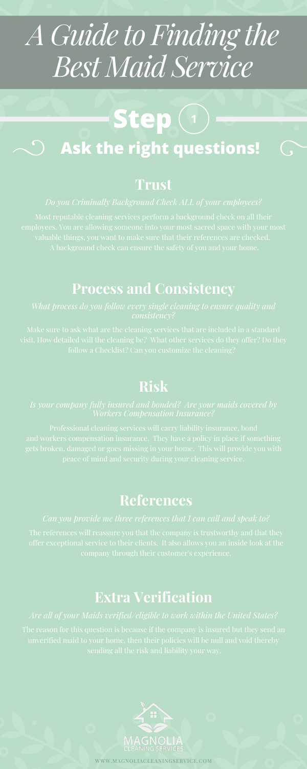# A Guide to Finding the Best Maid Service

## Step 1

## Ask the right questions!

### Trust

*Do you Criminally Background Check ALL of your employees?*

Most reputable cleaning services perform a background check on all their employees. You are allowing someone into your most sacred space with your most valuable things, you want to make sure that their references are checked. A background check can ensure the safety of you and your home.

### Process and Consistency

*What process do you follow every single cleaning to ensure quality and consistency?*

Make sure to ask what are the cleaning services that are included in a standard visit. How detailed will the cleaning be? What other services do they offer? Do they follow a Checklist? Can you customize the cleaning?

### Risk

*Is your company fully insured and bonded? Are your maids covered by Workers Compensation Insurance?*

Professional cleaning services will carry liability insurance, bond and workers compensation insurance. They have a policy in place if something gets broken, damaged or goes missing in your home. This will provide you with peace of mind and security during your cleaning service.

### References

*Can you provide me three references that I can call and speak to?*

The references will reassure you that the company is trustworthy and that they offer exceptional service to their clients. It also allows you an inside look at the company through their customer's experience.

### Extra Verification

*Are all of your Maids verified/eligible to work within the United States?*

The reason for this question is because if the company is insured but they send an unverified maid to your home, then their policies will be null and void thereby sending all the risk and liability your way.

MAGNOLIA
CLEANING SERVICES

WWW.MAGNOLIACLEANINGSERVICE.COM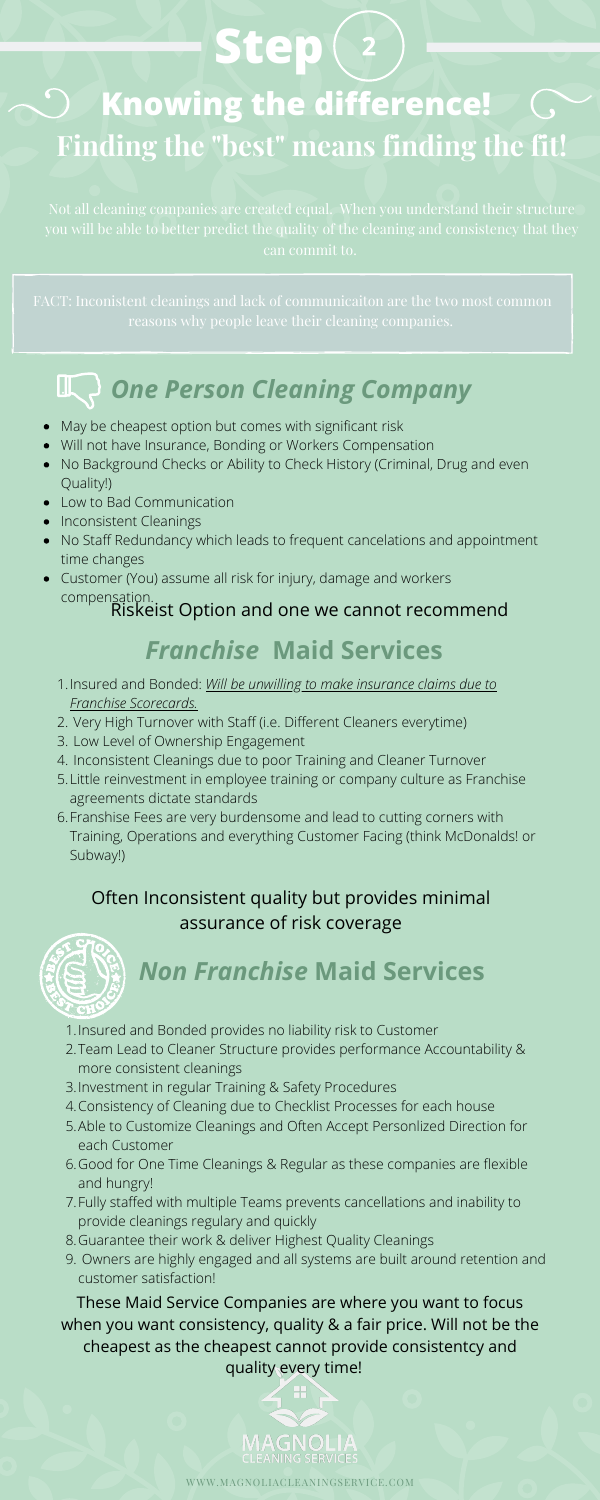# Step 2

## Knowing the difference!

## Finding the "best" means finding the fit!

Not all cleaning companies are created equal. When you understand their structure you will be able to better predict the quality of the cleaning and consistency that they can commit to.

FACT: Inconistent cleanings and lack of communicaiton are the two most common reasons why people leave their cleaning companies.

## *One Person Cleaning Company*

- May be cheapest option but comes with significant risk
- Will not have Insurance, Bonding or Workers Compensation
- No Background Checks or Ability to Check History (Criminal, Drug and even Quality!)
- Low to Bad Communication
- Inconsistent Cleanings
- No Staff Redundancy which leads to frequent cancelations and appointment time changes
- Customer (You) assume all risk for injury, damage and workers compensation.

Riskeist Option and one we cannot recommend

## *Franchise* Maid Services

1. Insured and Bonded: *Will be unwilling to make insurance claims due to Franchise Scorecards.*
2. Very High Turnover with Staff (i.e. Different Cleaners everytime)
3. Low Level of Ownership Engagement
4. Inconsistent Cleanings due to poor Training and Cleaner Turnover
5. Little reinvestment in employee training or company culture as Franchise agreements dictate standards
6. Franshise Fees are very burdensome and lead to cutting corners with Training, Operations and everything Customer Facing (think McDonalds! or Subway!)

Often Inconsistent quality but provides minimal assurance of risk coverage

## *Non Franchise* Maid Services

1. Insured and Bonded provides no liability risk to Customer
2. Team Lead to Cleaner Structure provides performance Accountability & more consistent cleanings
3. Investment in regular Training & Safety Procedures
4. Consistency of Cleaning due to Checklist Processes for each house
5. Able to Customize Cleanings and Often Accept Personlized Direction for each Customer
6. Good for One Time Cleanings & Regular as these companies are flexible and hungry!
7. Fully staffed with multiple Teams prevents cancellations and inability to provide cleanings regulary and quickly
8. Guarantee their work & deliver Highest Quality Cleanings
9. Owners are highly engaged and all systems are built around retention and customer satisfaction!

These Maid Service Companies are where you want to focus when you want consistency, quality & a fair price. Will not be the cheapest as the cheapest cannot provide consistentcy and quality every time!

MAGNOLIA CLEANING SERVICES

WWW.MAGNOLIACLEANINGSERVICE.COM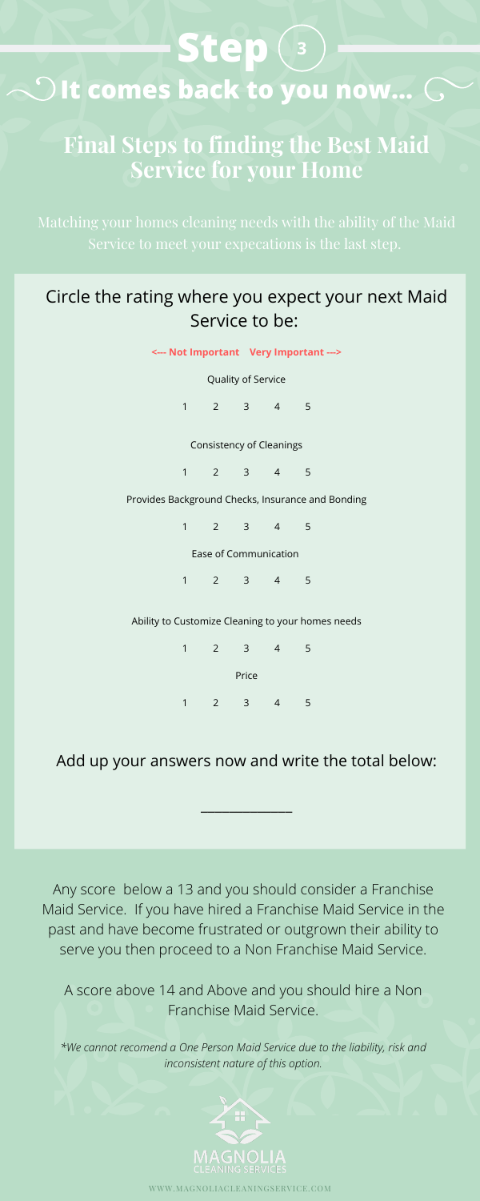# Step 3

## It comes back to you now...

## Final Steps to finding the Best Maid Service for your Home

Matching your homes cleaning needs with the ability of the Maid Service to meet your expecations is the last step.

### Circle the rating where you expect your next Maid Service to be:

**<--- Not Important Very Important --->**

Quality of Service

1 2 3 4 5

Consistency of Cleanings

1 2 3 4 5

Provides Background Checks, Insurance and Bonding

1 2 3 4 5

Ease of Communication

1 2 3 4 5

Ability to Customize Cleaning to your homes needs

1 2 3 4 5

Price

1 2 3 4 5

### Add up your answers now and write the total below:

_____________

Any score below a 13 and you should consider a Franchise Maid Service. If you have hired a Franchise Maid Service in the past and have become frustrated or outgrown their ability to serve you then proceed to a Non Franchise Maid Service.

A score above 14 and Above and you should hire a Non Franchise Maid Service.

*\*We cannot recomend a One Person Maid Service due to the liability, risk and inconsistent nature of this option.*

MAGNOLIA CLEANING SERVICES

WWW.MAGNOLIACLEANINGSERVICE.COM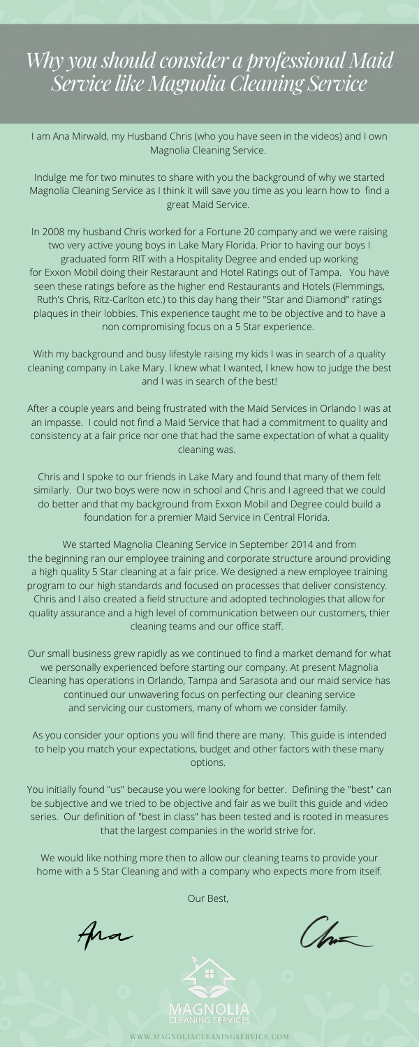# *Why you should consider a professional Maid Service like Magnolia Cleaning Service*

I am Ana Mirwald, my Husband Chris (who you have seen in the videos) and I own Magnolia Cleaning Service.

Indulge me for two minutes to share with you the background of why we started Magnolia Cleaning Service as I think it will save you time as you learn how to find a great Maid Service.

In 2008 my husband Chris worked for a Fortune 20 company and we were raising two very active young boys in Lake Mary Florida. Prior to having our boys I graduated form RIT with a Hospitality Degree and ended up working for Exxon Mobil doing their Restaraunt and Hotel Ratings out of Tampa. You have seen these ratings before as the higher end Restaurants and Hotels (Flemmings, Ruth's Chris, Ritz-Carlton etc.) to this day hang their "Star and Diamond" ratings plaques in their lobbies. This experience taught me to be objective and to have a non compromising focus on a 5 Star experience.

With my background and busy lifestyle raising my kids I was in search of a quality cleaning company in Lake Mary. I knew what I wanted, I knew how to judge the best and I was in search of the best!

After a couple years and being frustrated with the Maid Services in Orlando I was at an impasse. I could not find a Maid Service that had a commitment to quality and consistency at a fair price nor one that had the same expectation of what a quality cleaning was.

Chris and I spoke to our friends in Lake Mary and found that many of them felt similarly. Our two boys were now in school and Chris and I agreed that we could do better and that my background from Exxon Mobil and Degree could build a foundation for a premier Maid Service in Central Florida.

We started Magnolia Cleaning Service in September 2014 and from the beginning ran our employee training and corporate structure around providing a high quality 5 Star cleaning at a fair price. We designed a new employee training program to our high standards and focused on processes that deliver consistency. Chris and I also created a field structure and adopted technologies that allow for quality assurance and a high level of communication between our customers, thier cleaning teams and our office staff.

Our small business grew rapidly as we continued to find a market demand for what we personally experienced before starting our company. At present Magnolia Cleaning has operations in Orlando, Tampa and Sarasota and our maid service has continued our unwavering focus on perfecting our cleaning service and servicing our customers, many of whom we consider family.

As you consider your options you will find there are many. This guide is intended to help you match your expectations, budget and other factors with these many options.

You initially found "us" because you were looking for better. Defining the "best" can be subjective and we tried to be objective and fair as we built this guide and video series. Our definition of "best in class" has been tested and is rooted in measures that the largest companies in the world strive for.

We would like nothing more then to allow our cleaning teams to provide your home with a 5 Star Cleaning and with a company who expects more from itself.

Our Best,

Ana

Chris

MAGNOLIA
CLEANING SERVICES

WWW.MAGNOLIACLEANINGSERVICE.COM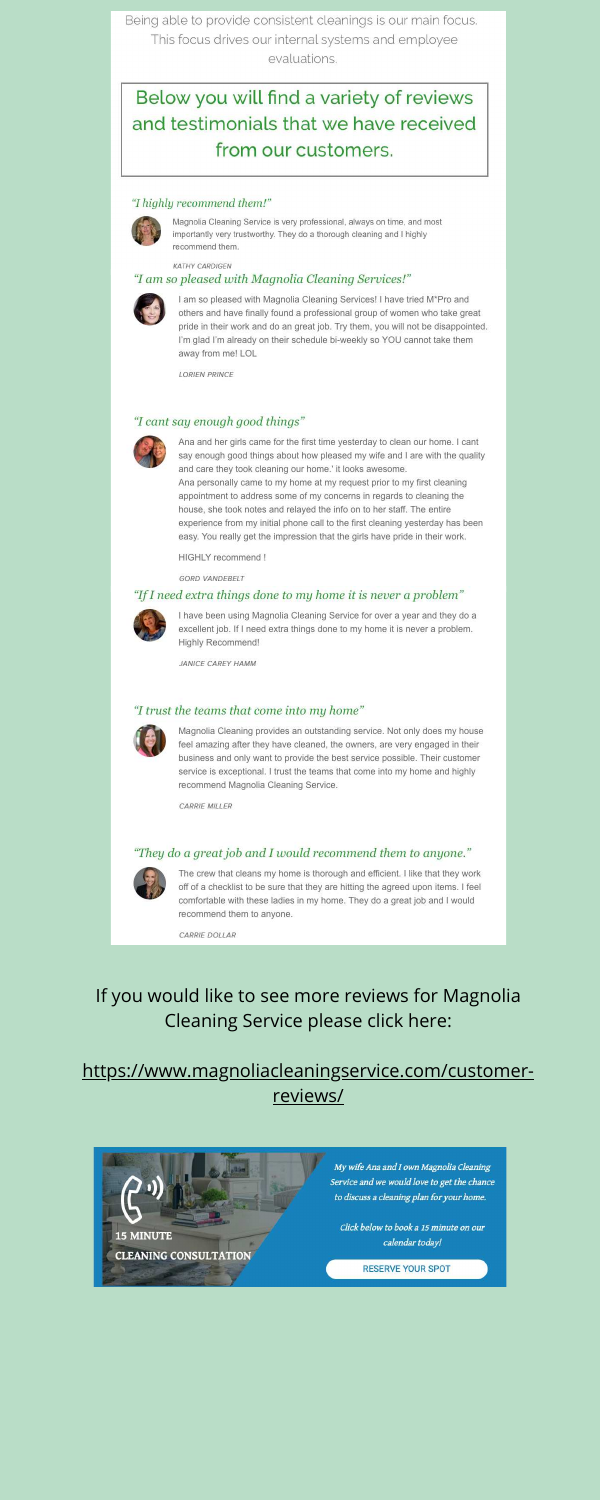Being able to provide consistent cleanings is our main focus. This focus drives our internal systems and employee evaluations.

## Below you will find a variety of reviews and testimonials that we have received from our customers.

### *"I highly recommend them!"*

Magnolia Cleaning Service is very professional, always on time, and most importantly very trustworthy. They do a thorough cleaning and I highly recommend them.

KATHY CARDIGEN

### *"I am so pleased with Magnolia Cleaning Services!"*

I am so pleased with Magnolia Cleaning Services! I have tried M*Pro and others and have finally found a professional group of women who take great pride in their work and do an great job. Try them, you will not be disappointed. I'm glad I'm already on their schedule bi-weekly so YOU cannot take them away from me! LOL

LORIEN PRINCE

### *"I cant say enough good things"*

Ana and her girls came for the first time yesterday to clean our home. I cant say enough good things about how pleased my wife and I are with the quality and care they took cleaning our home.' it looks awesome.

Ana personally came to my home at my request prior to my first cleaning appointment to address some of my concerns in regards to cleaning the house, she took notes and relayed the info on to her staff. The entire experience from my initial phone call to the first cleaning yesterday has been easy. You really get the impression that the girls have pride in their work.

HIGHLY recommend !

GORD VANDEBELT

### *"If I need extra things done to my home it is never a problem"*

I have been using Magnolia Cleaning Service for over a year and they do a excellent job. If I need extra things done to my home it is never a problem. Highly Recommend!

JANICE CAREY HAMM

### *"I trust the teams that come into my home"*

Magnolia Cleaning provides an outstanding service. Not only does my house feel amazing after they have cleaned, the owners, are very engaged in their business and only want to provide the best service possible. Their customer service is exceptional. I trust the teams that come into my home and highly recommend Magnolia Cleaning Service.

CARRIE MILLER

### *"They do a great job and I would recommend them to anyone."*

The crew that cleans my home is thorough and efficient. I like that they work off of a checklist to be sure that they are hitting the agreed upon items. I feel comfortable with these ladies in my home. They do a great job and I would recommend them to anyone.

CARRIE DOLLAR

If you would like to see more reviews for Magnolia Cleaning Service please click here:

https://www.magnoliacleaningservice.com/customer-reviews/

15 MINUTE CLEANING CONSULTATION

*My wife Ana and I own Magnolia Cleaning Service and we would love to get the chance to discuss a cleaning plan for your home.*

*Click below to book a 15 minute on our calendar today!*

RESERVE YOUR SPOT